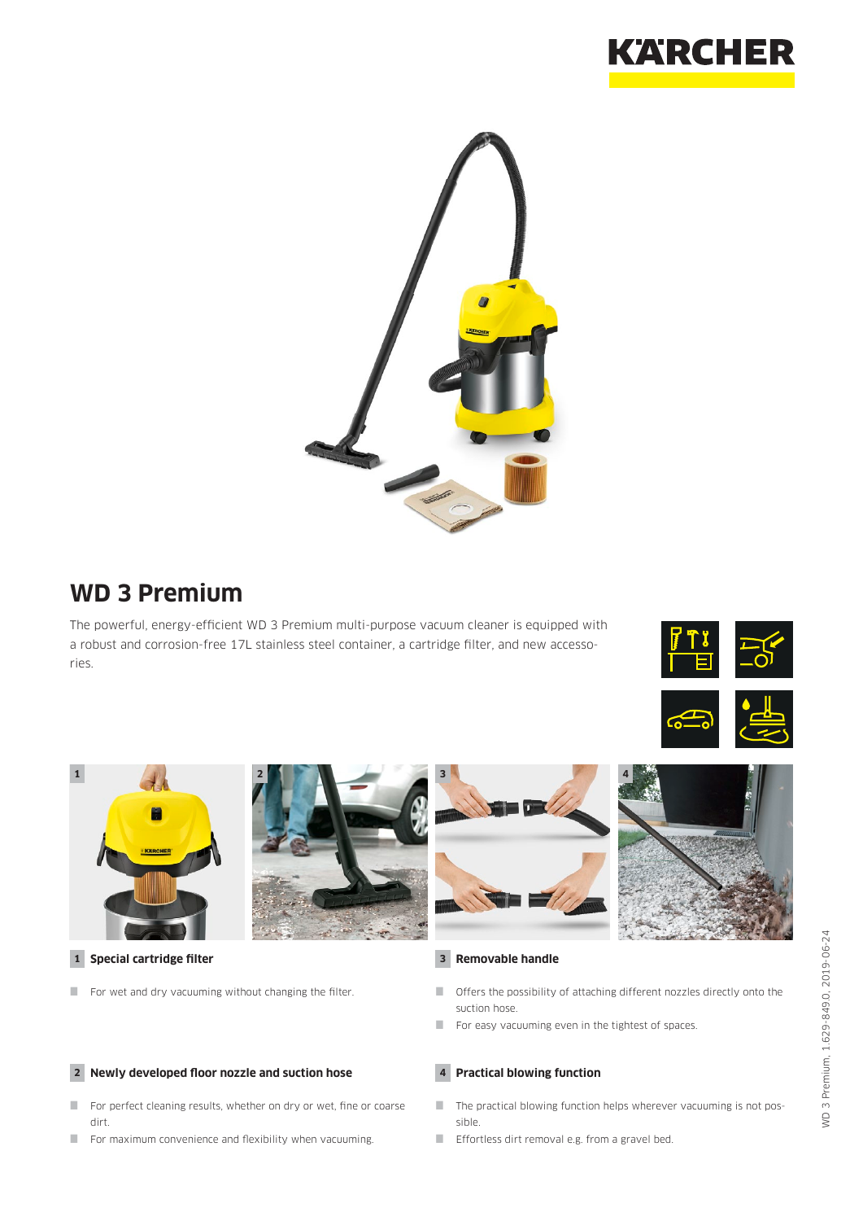KÄRCHER

# WD 3 Premium

The powerful, energy-efficient WD 3 Premium multi-purpose vacuum cleaner is equipped with a robust and corrosion-free 17L stainless steel container, a cartridge filter, and new accessories.

### 1 Special cartridge filter

- For wet and dry vacuuming without changing the filter.

### 2 Newly developed floor nozzle and suction hose

- For perfect cleaning results, whether on dry or wet, fine or coarse dirt.
- For maximum convenience and flexibility when vacuuming.

### 3 Removable handle

- Offers the possibility of attaching different nozzles directly onto the suction hose.
- For easy vacuuming even in the tightest of spaces.

### 4 Practical blowing function

- The practical blowing function helps wherever vacuuming is not possible.
- Effortless dirt removal e.g. from a gravel bed.

WD 3 Premium, 1.629-849.0, 2019-06-24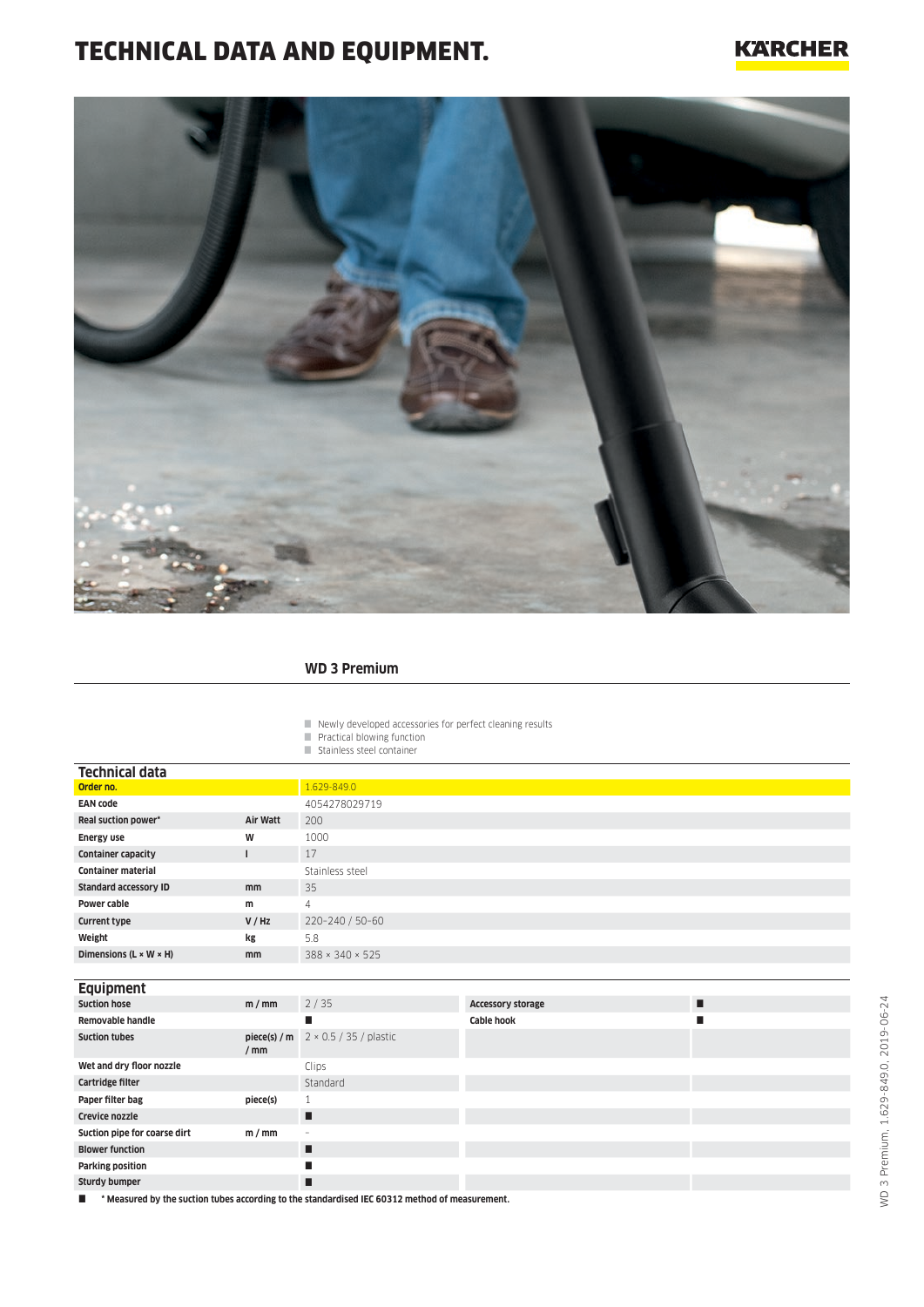# TECHNICAL DATA AND EQUIPMENT.

## WD 3 Premium

- Newly developed accessories for perfect cleaning results
- Practical blowing function
- Stainless steel container

### Technical data

| | | |
|---|---|---|
| **Order no.** | | 1.629-849.0 |
| **EAN code** | | 4054278029719 |
| **Real suction power*** | **Air Watt** | 200 |
| **Energy use** | **W** | 1000 |
| **Container capacity** | **l** | 17 |
| **Container material** | | Stainless steel |
| **Standard accessory ID** | **mm** | 35 |
| **Power cable** | **m** | 4 |
| **Current type** | **V / Hz** | 220-240 / 50-60 |
| **Weight** | **kg** | 5.8 |
| **Dimensions (L × W × H)** | **mm** | 388 × 340 × 525 |

### Equipment

| | | | | |
|---|---|---|---|---|
| **Suction hose** | **m / mm** | 2 / 35 | **Accessory storage** | ■ |
| **Removable handle** | | ■ | **Cable hook** | ■ |
| **Suction tubes** | **piece(s) / m / mm** | 2 × 0.5 / 35 / plastic | | |
| **Wet and dry floor nozzle** | | Clips | | |
| **Cartridge filter** | | Standard | | |
| **Paper filter bag** | **piece(s)** | 1 | | |
| **Crevice nozzle** | | ■ | | |
| **Suction pipe for coarse dirt** | **m / mm** | – | | |
| **Blower function** | | ■ | | |
| **Parking position** | | ■ | | |
| **Sturdy bumper** | | ■ | | |

■ **\* Measured by the suction tubes according to the standardised IEC 60312 method of measurement.**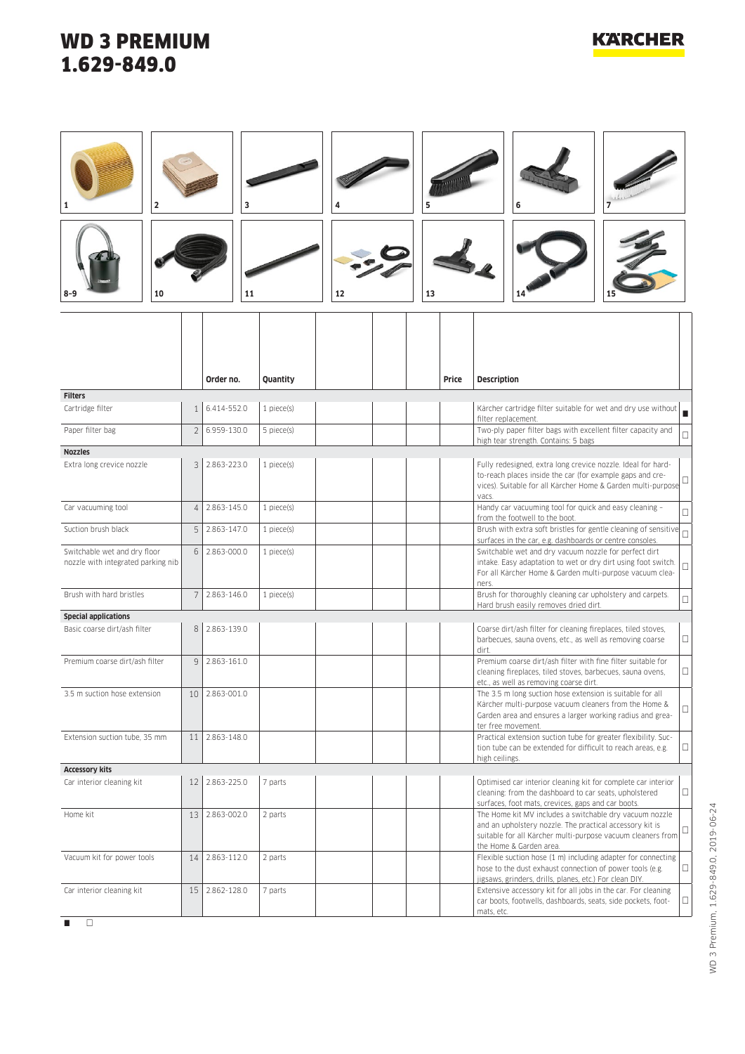# WD 3 PREMIUM
# 1.629-849.0

| | | Order no. | Quantity | | | | Price | Description | |
|---|---|---|---|---|---|---|---|---|---|
| **Filters** | | | | | | | | | |
| Cartridge filter | 1 | 6.414-552.0 | 1 piece(s) | | | | | Kärcher cartridge filter suitable for wet and dry use without filter replacement. | ■ |
| Paper filter bag | 2 | 6.959-130.0 | 5 piece(s) | | | | | Two-ply paper filter bags with excellent filter capacity and high tear strength. Contains: 5 bags | □ |
| **Nozzles** | | | | | | | | | |
| Extra long crevice nozzle | 3 | 2.863-223.0 | 1 piece(s) | | | | | Fully redesigned, extra long crevice nozzle. Ideal for hard-to-reach places inside the car (for example gaps and crevices). Suitable for all Kärcher Home & Garden multi-purpose vacs. | □ |
| Car vacuuming tool | 4 | 2.863-145.0 | 1 piece(s) | | | | | Handy car vacuuming tool for quick and easy cleaning – from the footwell to the boot. | □ |
| Suction brush black | 5 | 2.863-147.0 | 1 piece(s) | | | | | Brush with extra soft bristles for gentle cleaning of sensitive surfaces in the car, e.g. dashboards or centre consoles. | □ |
| Switchable wet and dry floor nozzle with integrated parking nib | 6 | 2.863-000.0 | 1 piece(s) | | | | | Switchable wet and dry vacuum nozzle for perfect dirt intake. Easy adaptation to wet or dry dirt using foot switch. For all Kärcher Home & Garden multi-purpose vacuum cleaners. | □ |
| Brush with hard bristles | 7 | 2.863-146.0 | 1 piece(s) | | | | | Brush for thoroughly cleaning car upholstery and carpets. Hard brush easily removes dried dirt. | □ |
| **Special applications** | | | | | | | | | |
| Basic coarse dirt/ash filter | 8 | 2.863-139.0 | | | | | | Coarse dirt/ash filter for cleaning fireplaces, tiled stoves, barbecues, sauna ovens, etc., as well as removing coarse dirt. | □ |
| Premium coarse dirt/ash filter | 9 | 2.863-161.0 | | | | | | Premium coarse dirt/ash filter with fine filter suitable for cleaning fireplaces, tiled stoves, barbecues, sauna ovens, etc., as well as removing coarse dirt. | □ |
| 3.5 m suction hose extension | 10 | 2.863-001.0 | | | | | | The 3.5 m long suction hose extension is suitable for all Kärcher multi-purpose vacuum cleaners from the Home & Garden area and ensures a larger working radius and greater free movement. | □ |
| Extension suction tube, 35 mm | 11 | 2.863-148.0 | | | | | | Practical extension suction tube for greater flexibility. Suction tube can be extended for difficult to reach areas, e.g. high ceilings. | □ |
| **Accessory kits** | | | | | | | | | |
| Car interior cleaning kit | 12 | 2.863-225.0 | 7 parts | | | | | Optimised car interior cleaning kit for complete car interior cleaning: from the dashboard to car seats, upholstered surfaces, foot mats, crevices, gaps and car boots. | □ |
| Home kit | 13 | 2.863-002.0 | 2 parts | | | | | The Home kit MV includes a switchable dry vacuum nozzle and an upholstery nozzle. The practical accessory kit is suitable for all Kärcher multi-purpose vacuum cleaners from the Home & Garden area. | □ |
| Vacuum kit for power tools | 14 | 2.863-112.0 | 2 parts | | | | | Flexible suction hose (1 m) including adapter for connecting hose to the dust exhaust connection of power tools (e.g. jigsaws, grinders, drills, planes, etc.) For clean DIY. | □ |
| Car interior cleaning kit | 15 | 2.862-128.0 | 7 parts | | | | | Extensive accessory kit for all jobs in the car. For cleaning car boots, footwells, dashboards, seats, side pockets, foot-mats, etc. | □ |

■ □